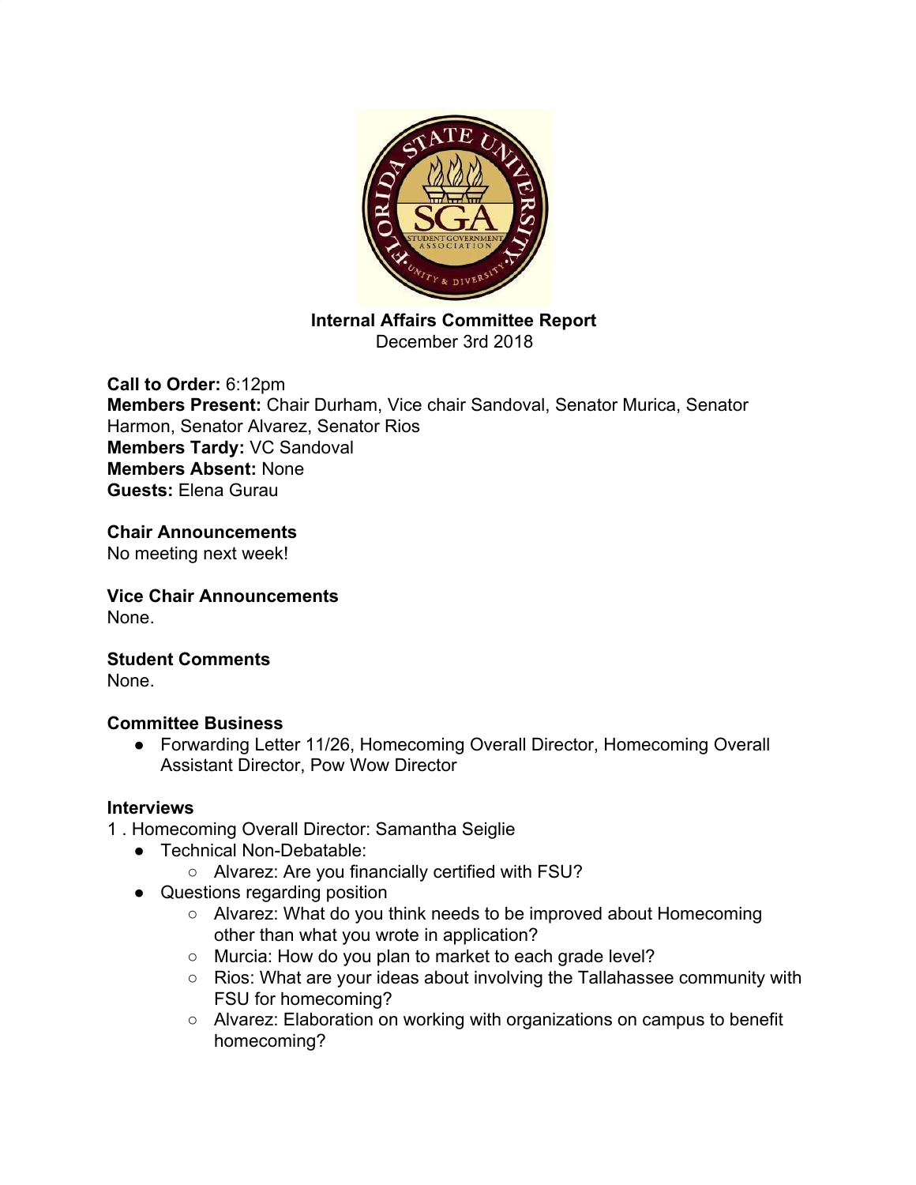**Internal Affairs Committee Report**
December 3rd 2018

**Call to Order:** 6:12pm
**Members Present:** Chair Durham, Vice chair Sandoval, Senator Murica, Senator Harmon, Senator Alvarez, Senator Rios
**Members Tardy:** VC Sandoval
**Members Absent:** None
**Guests:** Elena Gurau

**Chair Announcements**
No meeting next week!

**Vice Chair Announcements**
None.

**Student Comments**
None.

**Committee Business**

- Forwarding Letter 11/26, Homecoming Overall Director, Homecoming Overall Assistant Director, Pow Wow Director

**Interviews**

1 . Homecoming Overall Director: Samantha Seiglie

- Technical Non-Debatable:
    - Alvarez: Are you financially certified with FSU?
- Questions regarding position
    - Alvarez: What do you think needs to be improved about Homecoming other than what you wrote in application?
    - Murcia: How do you plan to market to each grade level?
    - Rios: What are your ideas about involving the Tallahassee community with FSU for homecoming?
    - Alvarez: Elaboration on working with organizations on campus to benefit homecoming?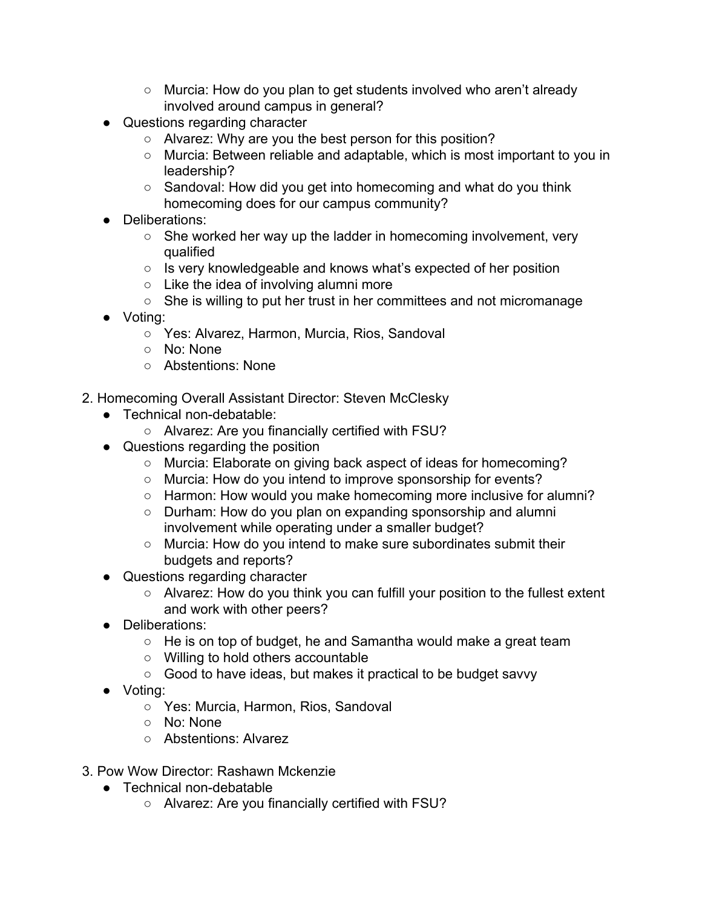- Murcia: How do you plan to get students involved who aren't already involved around campus in general?
- Questions regarding character
    - Alvarez: Why are you the best person for this position?
    - Murcia: Between reliable and adaptable, which is most important to you in leadership?
    - Sandoval: How did you get into homecoming and what do you think homecoming does for our campus community?
- Deliberations:
    - She worked her way up the ladder in homecoming involvement, very qualified
    - Is very knowledgeable and knows what's expected of her position
    - Like the idea of involving alumni more
    - She is willing to put her trust in her committees and not micromanage
- Voting:
    - Yes: Alvarez, Harmon, Murcia, Rios, Sandoval
    - No: None
    - Abstentions: None

2. Homecoming Overall Assistant Director: Steven McClesky
    - Technical non-debatable:
        - Alvarez: Are you financially certified with FSU?
    - Questions regarding the position
        - Murcia: Elaborate on giving back aspect of ideas for homecoming?
        - Murcia: How do you intend to improve sponsorship for events?
        - Harmon: How would you make homecoming more inclusive for alumni?
        - Durham: How do you plan on expanding sponsorship and alumni involvement while operating under a smaller budget?
        - Murcia: How do you intend to make sure subordinates submit their budgets and reports?
    - Questions regarding character
        - Alvarez: How do you think you can fulfill your position to the fullest extent and work with other peers?
    - Deliberations:
        - He is on top of budget, he and Samantha would make a great team
        - Willing to hold others accountable
        - Good to have ideas, but makes it practical to be budget savvy
    - Voting:
        - Yes: Murcia, Harmon, Rios, Sandoval
        - No: None
        - Abstentions: Alvarez

3. Pow Wow Director: Rashawn Mckenzie
    - Technical non-debatable
        - Alvarez: Are you financially certified with FSU?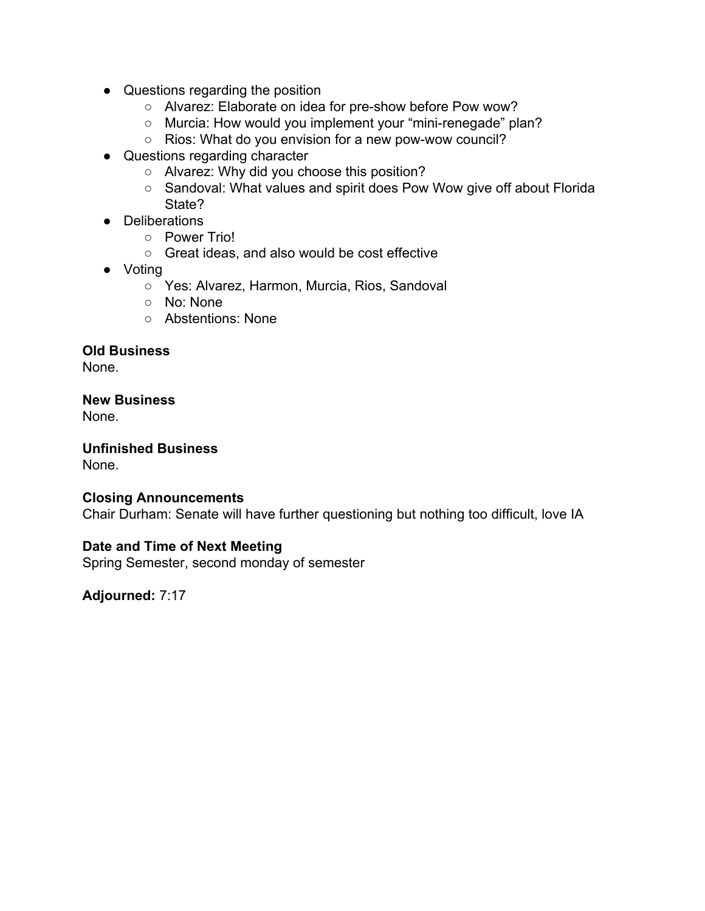- Questions regarding the position
  - Alvarez: Elaborate on idea for pre-show before Pow wow?
  - Murcia: How would you implement your “mini-renegade” plan?
  - Rios: What do you envision for a new pow-wow council?
- Questions regarding character
  - Alvarez: Why did you choose this position?
  - Sandoval: What values and spirit does Pow Wow give off about Florida State?
- Deliberations
  - Power Trio!
  - Great ideas, and also would be cost effective
- Voting
  - Yes: Alvarez, Harmon, Murcia, Rios, Sandoval
  - No: None
  - Abstentions: None

**Old Business**
None.

**New Business**
None.

**Unfinished Business**
None.

**Closing Announcements**
Chair Durham: Senate will have further questioning but nothing too difficult, love IA

**Date and Time of Next Meeting**
Spring Semester, second monday of semester

**Adjourned:** 7:17